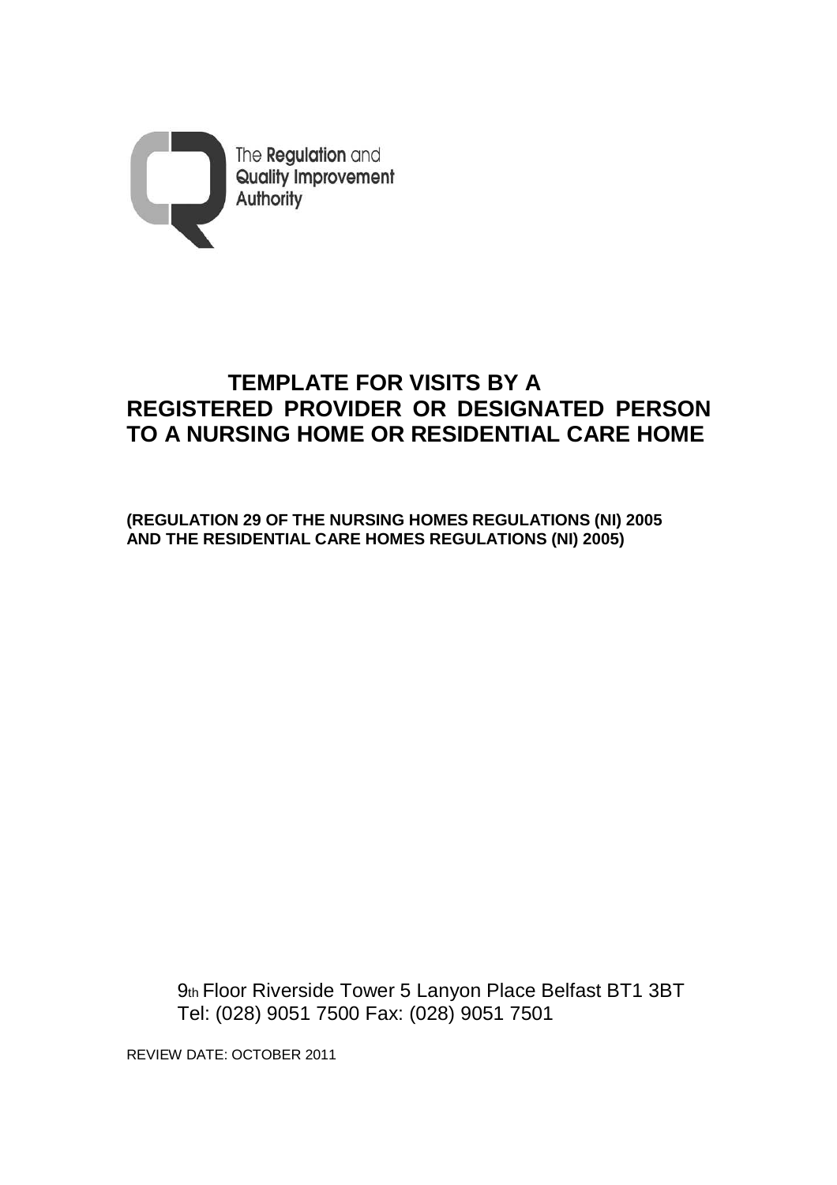The Regulation and Quality Improvement Authority

# TEMPLATE FOR VISITS BY A REGISTERED PROVIDER OR DESIGNATED PERSON TO A NURSING HOME OR RESIDENTIAL CARE HOME

**(REGULATION 29 OF THE NURSING HOMES REGULATIONS (NI) 2005 AND THE RESIDENTIAL CARE HOMES REGULATIONS (NI) 2005)**

9th Floor Riverside Tower 5 Lanyon Place Belfast BT1 3BT
Tel: (028) 9051 7500 Fax: (028) 9051 7501

REVIEW DATE: OCTOBER 2011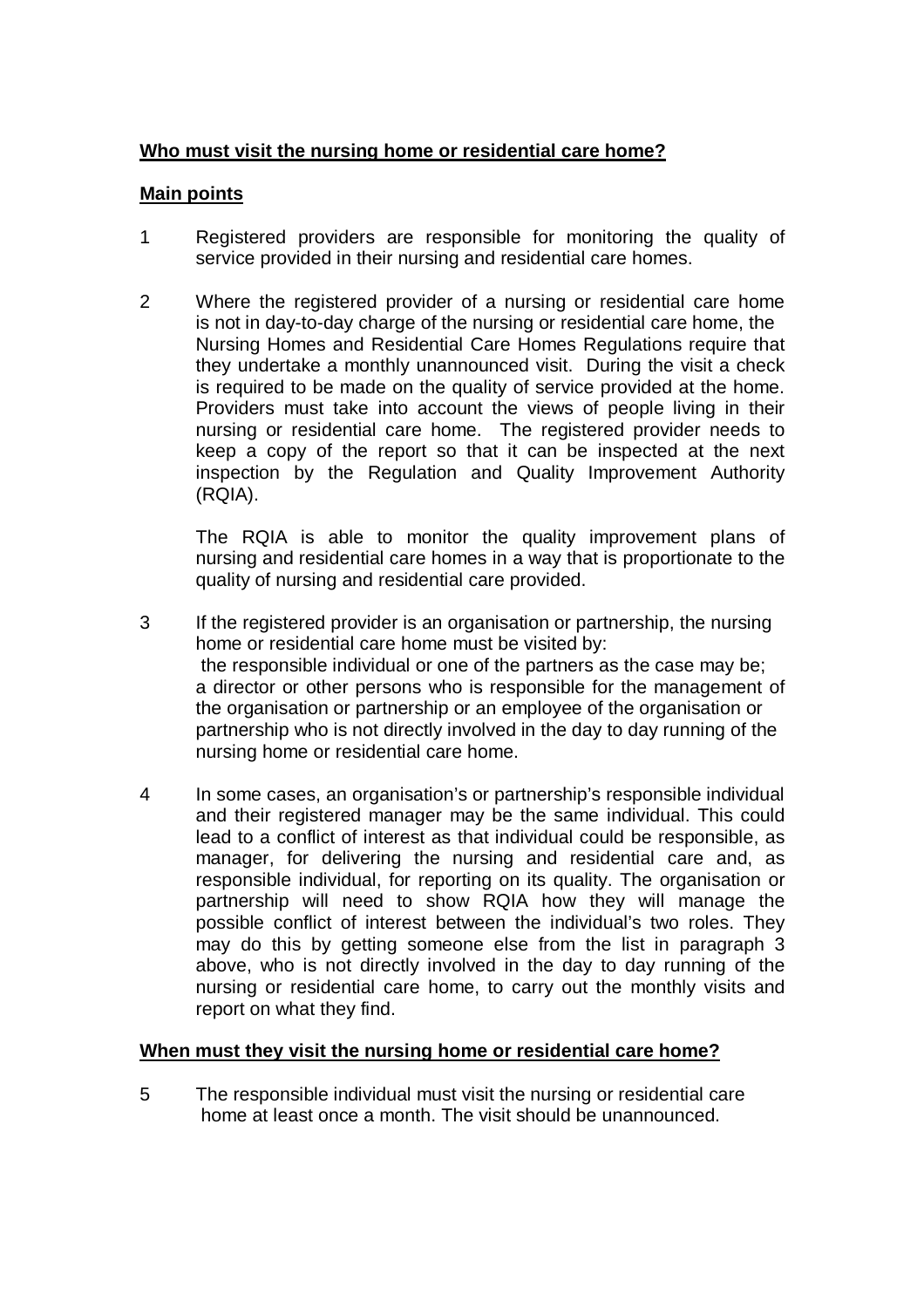**Who must visit the nursing home or residential care home?**

**Main points**

1 Registered providers are responsible for monitoring the quality of service provided in their nursing and residential care homes.

2 Where the registered provider of a nursing or residential care home is not in day-to-day charge of the nursing or residential care home, the Nursing Homes and Residential Care Homes Regulations require that they undertake a monthly unannounced visit. During the visit a check is required to be made on the quality of service provided at the home. Providers must take into account the views of people living in their nursing or residential care home. The registered provider needs to keep a copy of the report so that it can be inspected at the next inspection by the Regulation and Quality Improvement Authority (RQIA).

   The RQIA is able to monitor the quality improvement plans of nursing and residential care homes in a way that is proportionate to the quality of nursing and residential care provided.

3 If the registered provider is an organisation or partnership, the nursing home or residential care home must be visited by:
   the responsible individual or one of the partners as the case may be;
   a director or other persons who is responsible for the management of the organisation or partnership or an employee of the organisation or partnership who is not directly involved in the day to day running of the nursing home or residential care home.

4 In some cases, an organisation's or partnership's responsible individual and their registered manager may be the same individual. This could lead to a conflict of interest as that individual could be responsible, as manager, for delivering the nursing and residential care and, as responsible individual, for reporting on its quality. The organisation or partnership will need to show RQIA how they will manage the possible conflict of interest between the individual's two roles. They may do this by getting someone else from the list in paragraph 3 above, who is not directly involved in the day to day running of the nursing or residential care home, to carry out the monthly visits and report on what they find.

**When must they visit the nursing home or residential care home?**

5 The responsible individual must visit the nursing or residential care home at least once a month. The visit should be unannounced.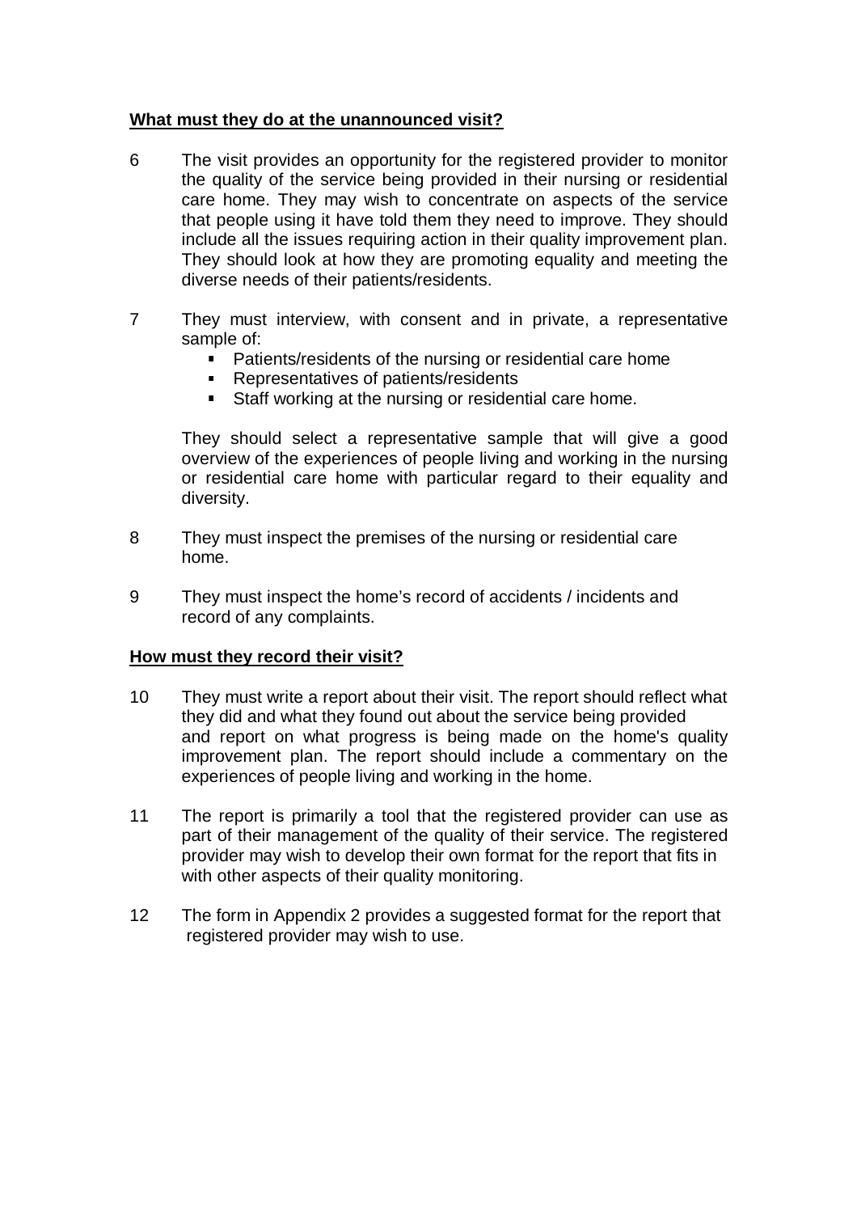**What must they do at the unannounced visit?**

6 The visit provides an opportunity for the registered provider to monitor the quality of the service being provided in their nursing or residential care home. They may wish to concentrate on aspects of the service that people using it have told them they need to improve. They should include all the issues requiring action in their quality improvement plan. They should look at how they are promoting equality and meeting the diverse needs of their patients/residents.

7 They must interview, with consent and in private, a representative sample of:

- Patients/residents of the nursing or residential care home
- Representatives of patients/residents
- Staff working at the nursing or residential care home.

They should select a representative sample that will give a good overview of the experiences of people living and working in the nursing or residential care home with particular regard to their equality and diversity.

8 They must inspect the premises of the nursing or residential care home.

9 They must inspect the home's record of accidents / incidents and record of any complaints.

**How must they record their visit?**

10 They must write a report about their visit. The report should reflect what they did and what they found out about the service being provided and report on what progress is being made on the home's quality improvement plan. The report should include a commentary on the experiences of people living and working in the home.

11 The report is primarily a tool that the registered provider can use as part of their management of the quality of their service. The registered provider may wish to develop their own format for the report that fits in with other aspects of their quality monitoring.

12 The form in Appendix 2 provides a suggested format for the report that registered provider may wish to use.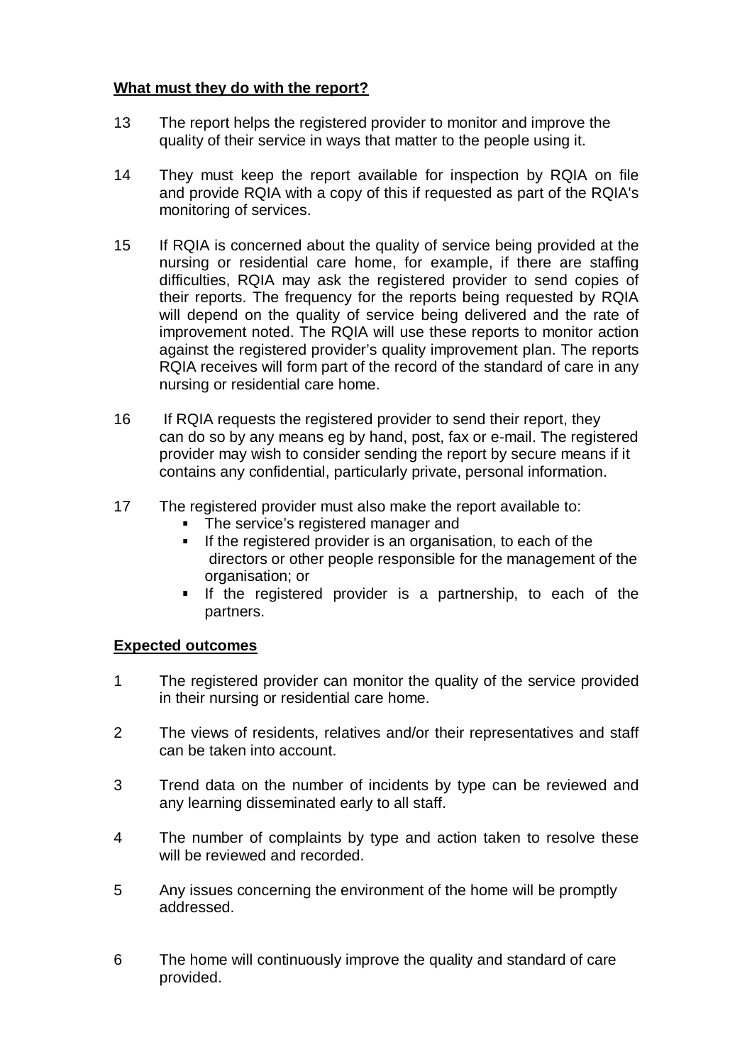**What must they do with the report?**

13 The report helps the registered provider to monitor and improve the quality of their service in ways that matter to the people using it.

14 They must keep the report available for inspection by RQIA on file and provide RQIA with a copy of this if requested as part of the RQIA's monitoring of services.

15 If RQIA is concerned about the quality of service being provided at the nursing or residential care home, for example, if there are staffing difficulties, RQIA may ask the registered provider to send copies of their reports. The frequency for the reports being requested by RQIA will depend on the quality of service being delivered and the rate of improvement noted. The RQIA will use these reports to monitor action against the registered provider's quality improvement plan. The reports RQIA receives will form part of the record of the standard of care in any nursing or residential care home.

16 If RQIA requests the registered provider to send their report, they can do so by any means eg by hand, post, fax or e-mail. The registered provider may wish to consider sending the report by secure means if it contains any confidential, particularly private, personal information.

17 The registered provider must also make the report available to:
- The service's registered manager and
- If the registered provider is an organisation, to each of the directors or other people responsible for the management of the organisation; or
- If the registered provider is a partnership, to each of the partners.

**Expected outcomes**

1 The registered provider can monitor the quality of the service provided in their nursing or residential care home.

2 The views of residents, relatives and/or their representatives and staff can be taken into account.

3 Trend data on the number of incidents by type can be reviewed and any learning disseminated early to all staff.

4 The number of complaints by type and action taken to resolve these will be reviewed and recorded.

5 Any issues concerning the environment of the home will be promptly addressed.

6 The home will continuously improve the quality and standard of care provided.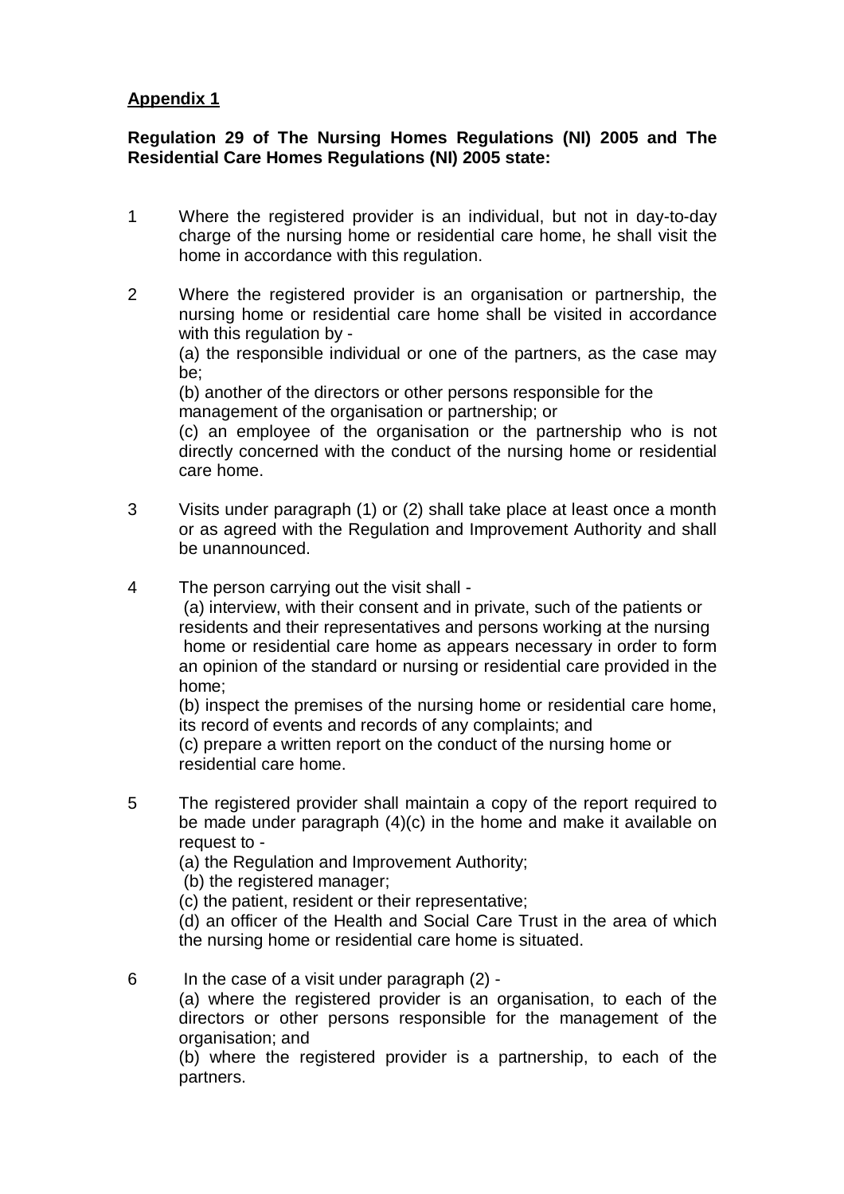**Appendix 1**

**Regulation 29 of The Nursing Homes Regulations (NI) 2005 and The Residential Care Homes Regulations (NI) 2005 state:**

1 Where the registered provider is an individual, but not in day-to-day charge of the nursing home or residential care home, he shall visit the home in accordance with this regulation.

2 Where the registered provider is an organisation or partnership, the nursing home or residential care home shall be visited in accordance with this regulation by -
(a) the responsible individual or one of the partners, as the case may be;
(b) another of the directors or other persons responsible for the management of the organisation or partnership; or
(c) an employee of the organisation or the partnership who is not directly concerned with the conduct of the nursing home or residential care home.

3 Visits under paragraph (1) or (2) shall take place at least once a month or as agreed with the Regulation and Improvement Authority and shall be unannounced.

4 The person carrying out the visit shall -
(a) interview, with their consent and in private, such of the patients or residents and their representatives and persons working at the nursing home or residential care home as appears necessary in order to form an opinion of the standard or nursing or residential care provided in the home;
(b) inspect the premises of the nursing home or residential care home, its record of events and records of any complaints; and
(c) prepare a written report on the conduct of the nursing home or residential care home.

5 The registered provider shall maintain a copy of the report required to be made under paragraph (4)(c) in the home and make it available on request to -
(a) the Regulation and Improvement Authority;
(b) the registered manager;
(c) the patient, resident or their representative;
(d) an officer of the Health and Social Care Trust in the area of which the nursing home or residential care home is situated.

6 In the case of a visit under paragraph (2) -
(a) where the registered provider is an organisation, to each of the directors or other persons responsible for the management of the organisation; and
(b) where the registered provider is a partnership, to each of the partners.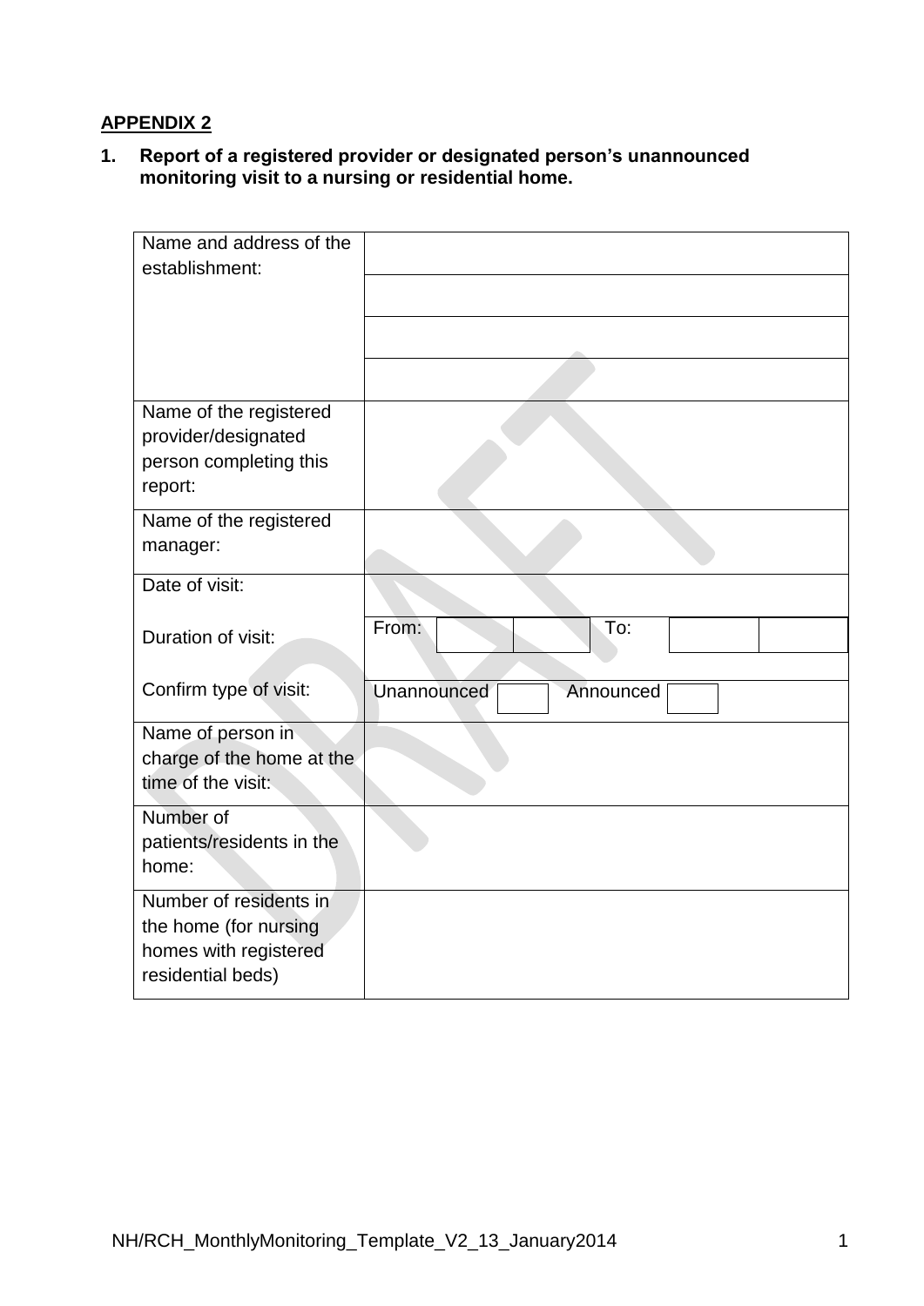**APPENDIX 2**

**1. Report of a registered provider or designated person's unannounced monitoring visit to a nursing or residential home.**

| | |
|---|---|
| Name and address of the establishment: | |
| | |
| | |
| | |
| Name of the registered provider/designated person completing this report: | |
| Name of the registered manager: | |
| Date of visit: | |
| Duration of visit: | From: To: |
| Confirm type of visit: | Unannounced ☐ Announced ☐ |
| Name of person in charge of the home at the time of the visit: | |
| Number of patients/residents in the home: | |
| Number of residents in the home (for nursing homes with registered residential beds) | |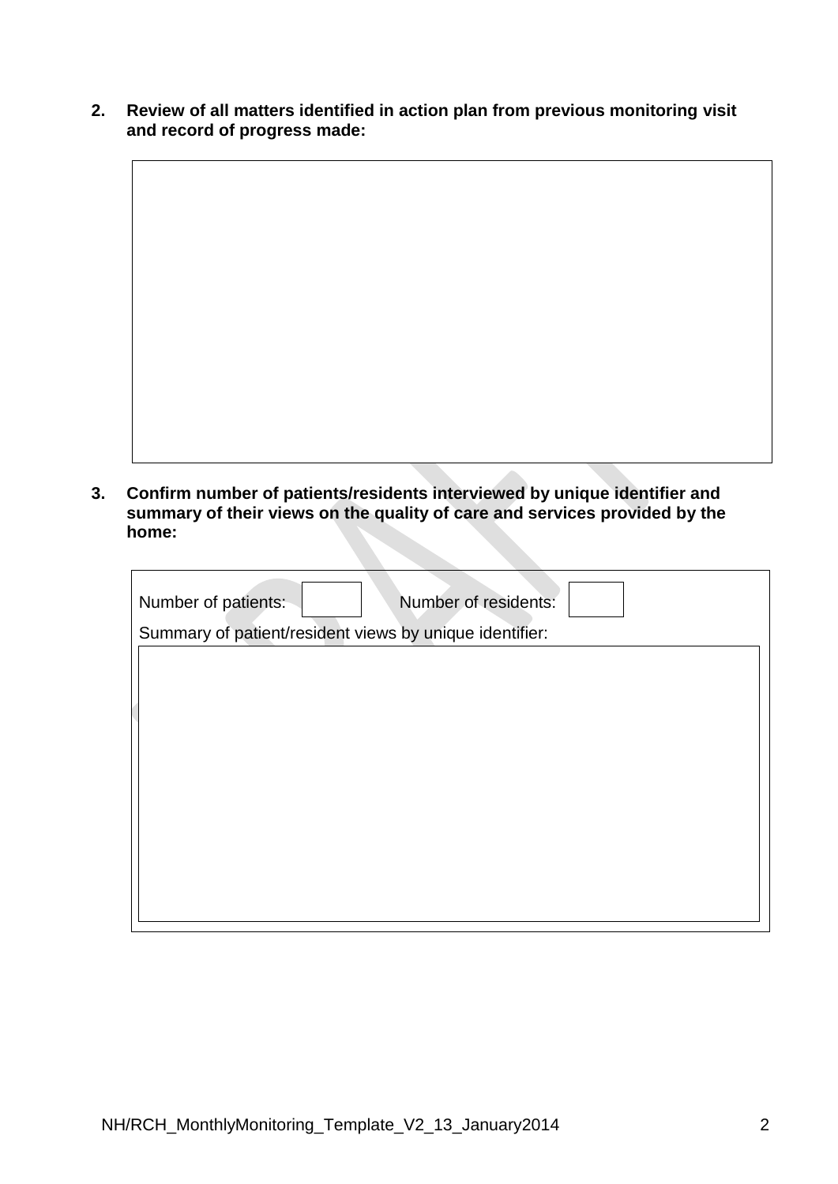**2. Review of all matters identified in action plan from previous monitoring visit and record of progress made:**

|  |
| --- |
|  |

**3. Confirm number of patients/residents interviewed by unique identifier and summary of their views on the quality of care and services provided by the home:**

Number of patients: | | Number of residents: | |

Summary of patient/resident views by unique identifier:

|  |
| --- |
|  |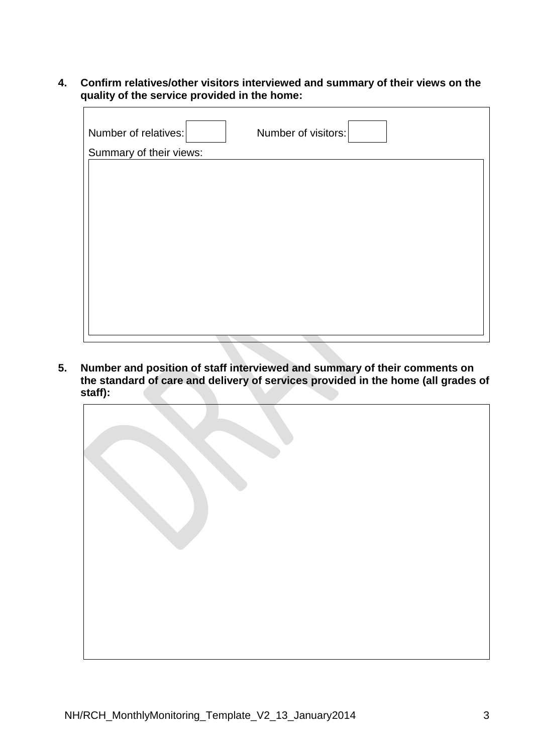**4. Confirm relatives/other visitors interviewed and summary of their views on the quality of the service provided in the home:**

| Number of relatives: | | Number of visitors: | |
|---|---|---|---|

Summary of their views:

| |
|---|
| |

**5. Number and position of staff interviewed and summary of their comments on the standard of care and delivery of services provided in the home (all grades of staff):**

| |
|---|
| |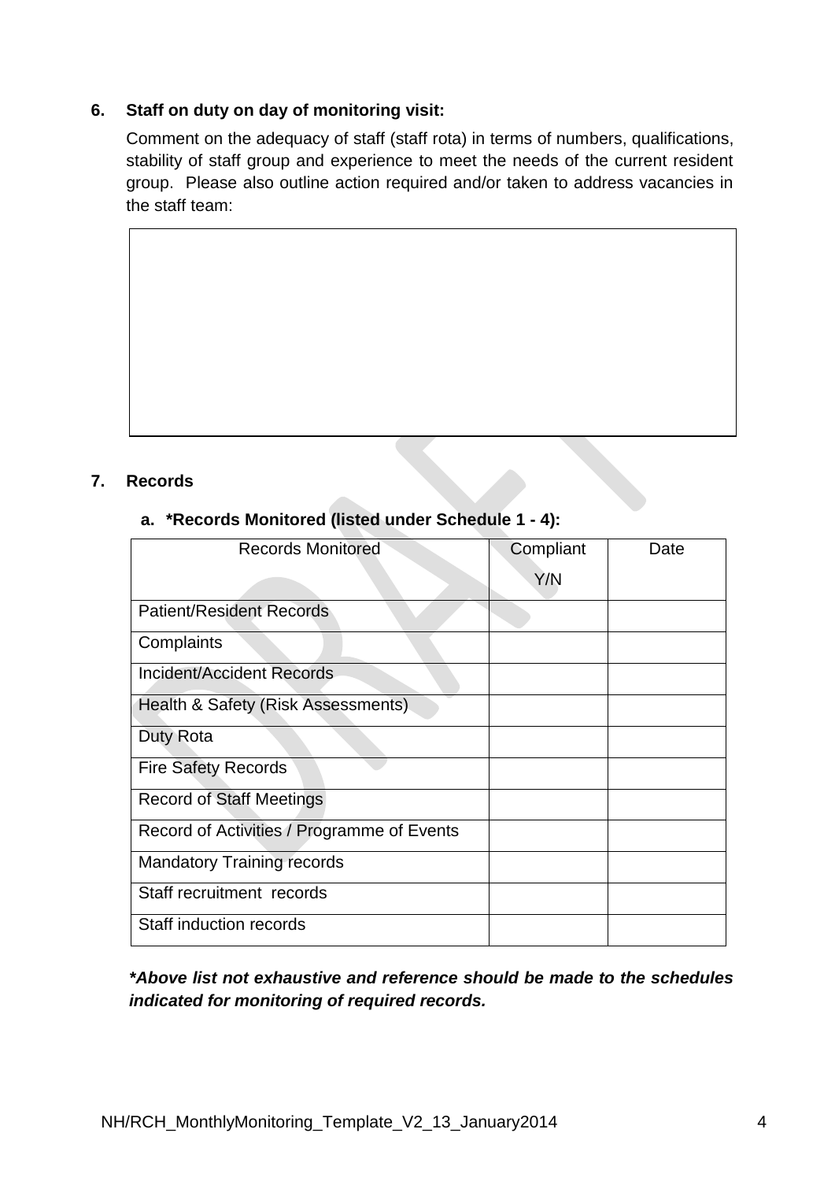**6. Staff on duty on day of monitoring visit:**

Comment on the adequacy of staff (staff rota) in terms of numbers, qualifications, stability of staff group and experience to meet the needs of the current resident group. Please also outline action required and/or taken to address vacancies in the staff team:

| |
|---|
| |

**7. Records**

**a. *Records Monitored (listed under Schedule 1 - 4):**

| Records Monitored | Compliant Y/N | Date |
|---|---|---|
| Patient/Resident Records | | |
| Complaints | | |
| Incident/Accident Records | | |
| Health & Safety (Risk Assessments) | | |
| Duty Rota | | |
| Fire Safety Records | | |
| Record of Staff Meetings | | |
| Record of Activities / Programme of Events | | |
| Mandatory Training records | | |
| Staff recruitment records | | |
| Staff induction records | | |

***Above list not exhaustive and reference should be made to the schedules indicated for monitoring of required records.***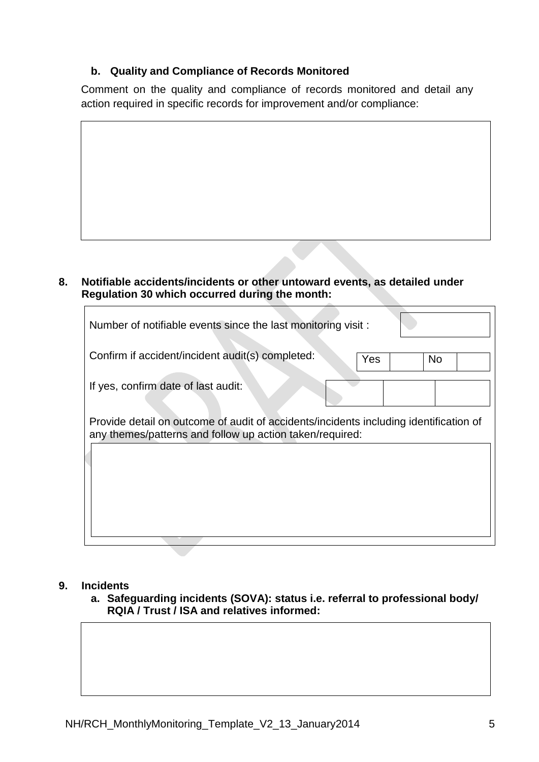### b. Quality and Compliance of Records Monitored

Comment on the quality and compliance of records monitored and detail any action required in specific records for improvement and/or compliance:

| |
|---|
| |

### 8. Notifiable accidents/incidents or other untoward events, as detailed under Regulation 30 which occurred during the month:

| | | | | |
|---|---|---|---|---|
| Number of notifiable events since the last monitoring visit : | | | | |
| Confirm if accident/incident audit(s) completed: | Yes | | No | |
| If yes, confirm date of last audit: | | | | |

Provide detail on outcome of audit of accidents/incidents including identification of any themes/patterns and follow up action taken/required:

| |
|---|
| |

### 9. Incidents

#### a. Safeguarding incidents (SOVA): status i.e. referral to professional body/ RQIA / Trust / ISA and relatives informed:

| |
|---|
| |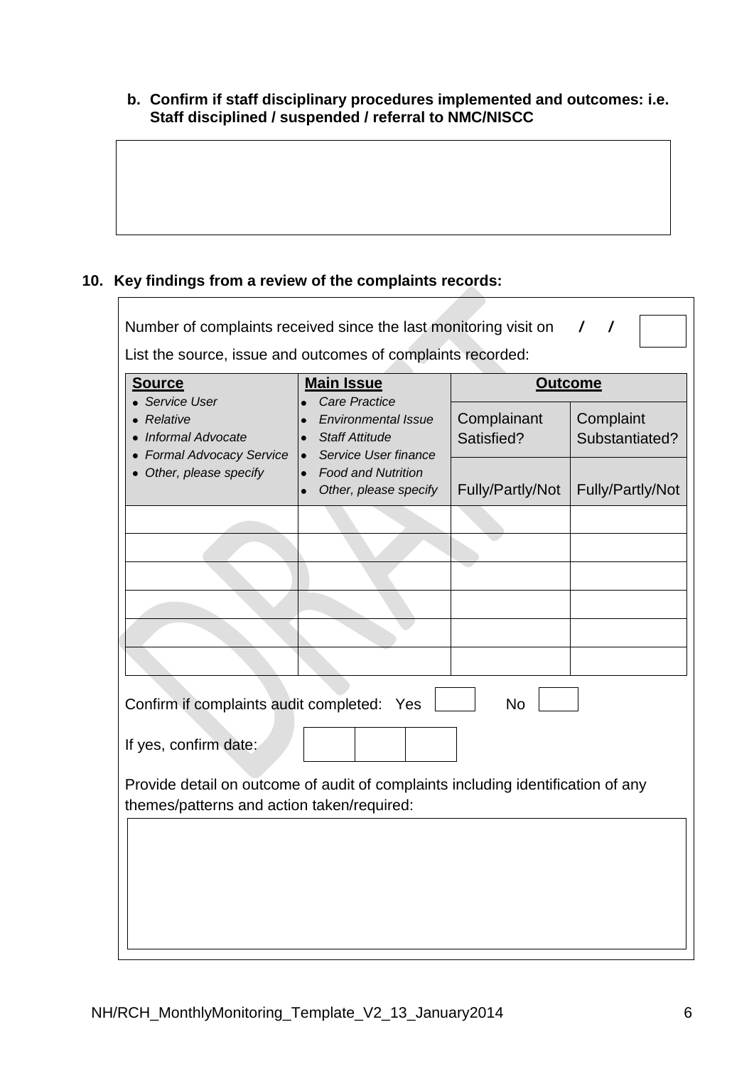**b. Confirm if staff disciplinary procedures implemented and outcomes: i.e. Staff disciplined / suspended / referral to NMC/NISCC**

| |
|---|
| |

## 10. Key findings from a review of the complaints records:

Number of complaints received since the last monitoring visit on  /  /

List the source, issue and outcomes of complaints recorded:

| **Source** | **Main Issue** | **Outcome** | |
|---|---|---|---|
| • *Service User* • *Relative* • *Informal Advocate* • *Formal Advocacy Service* • *Other, please specify* | • *Care Practice* • *Environmental Issue* • *Staff Attitude* • *Service User finance* • *Food and Nutrition* • *Other, please specify* | Complainant Satisfied? | Complaint Substantiated? |
| | | Fully/Partly/Not | Fully/Partly/Not |
| | | | |
| | | | |
| | | | |
| | | | |
| | | | |
| | | | |

Confirm if complaints audit completed: Yes ☐ No ☐

If yes, confirm date: | | | |

Provide detail on outcome of audit of complaints including identification of any themes/patterns and action taken/required:

| |
|---|
| |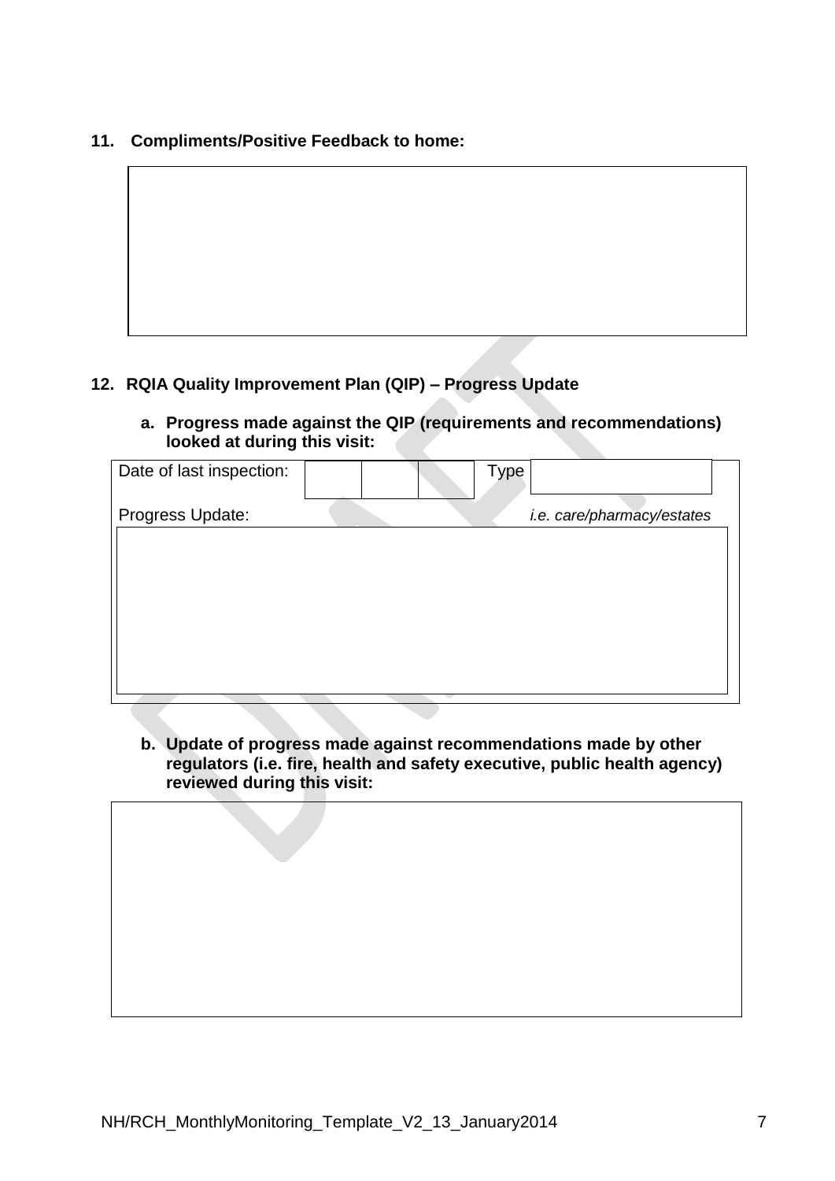## 11. Compliments/Positive Feedback to home:

|  |
|---|
|  |

## 12. RQIA Quality Improvement Plan (QIP) – Progress Update

**a. Progress made against the QIP (requirements and recommendations) looked at during this visit:**

| Date of last inspection: | | | | Type | |
|---|---|---|---|---|---|
| Progress Update: | | | | | *i.e. care/pharmacy/estates* |
| | | | | | |

**b. Update of progress made against recommendations made by other regulators (i.e. fire, health and safety executive, public health agency) reviewed during this visit:**

|  |
|---|
|  |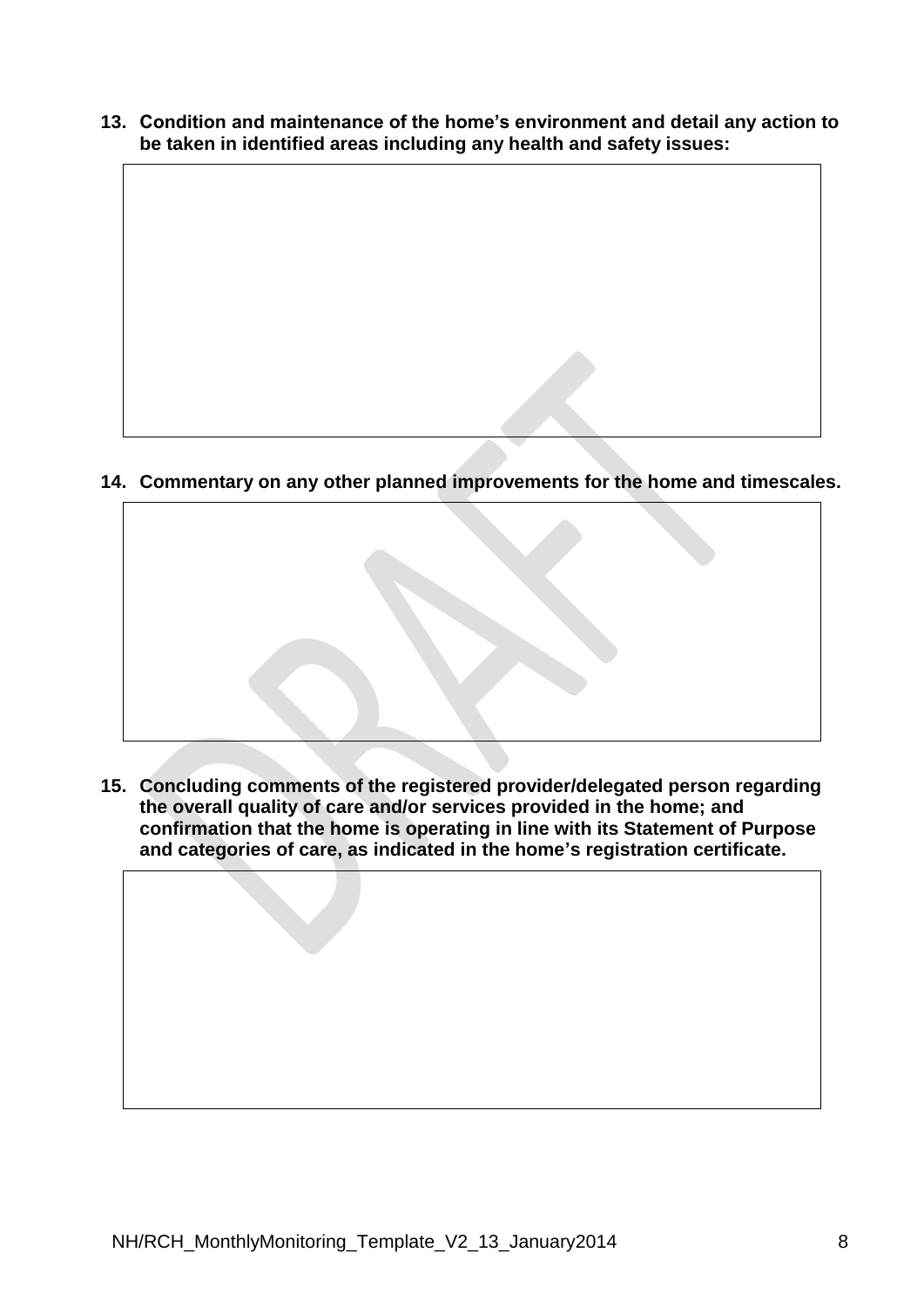**13. Condition and maintenance of the home's environment and detail any action to be taken in identified areas including any health and safety issues:**

| |
|---|
| |

**14. Commentary on any other planned improvements for the home and timescales.**

| |
|---|
| |

**15. Concluding comments of the registered provider/delegated person regarding the overall quality of care and/or services provided in the home; and confirmation that the home is operating in line with its Statement of Purpose and categories of care, as indicated in the home's registration certificate.**

| |
|---|
| |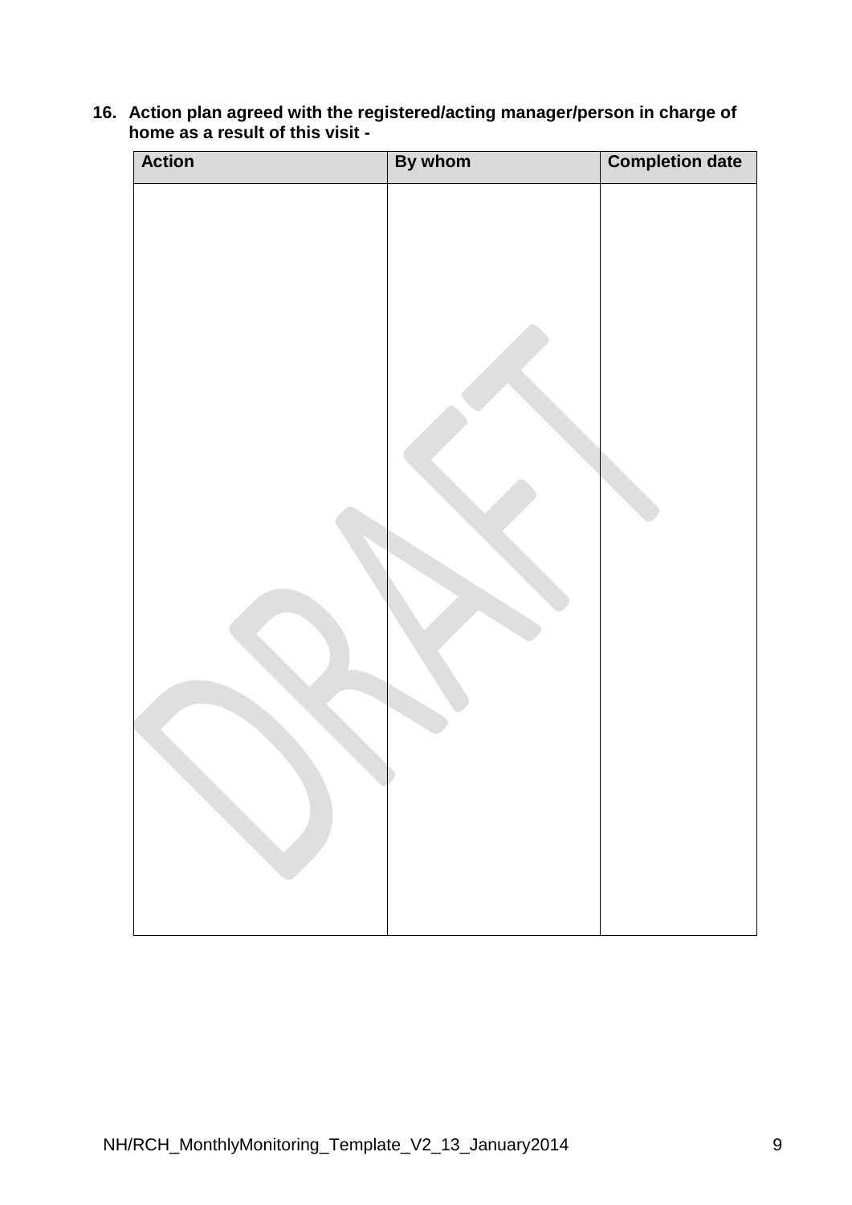**16. Action plan agreed with the registered/acting manager/person in charge of home as a result of this visit -**

| Action | By whom | Completion date |
|---|---|---|
| | | |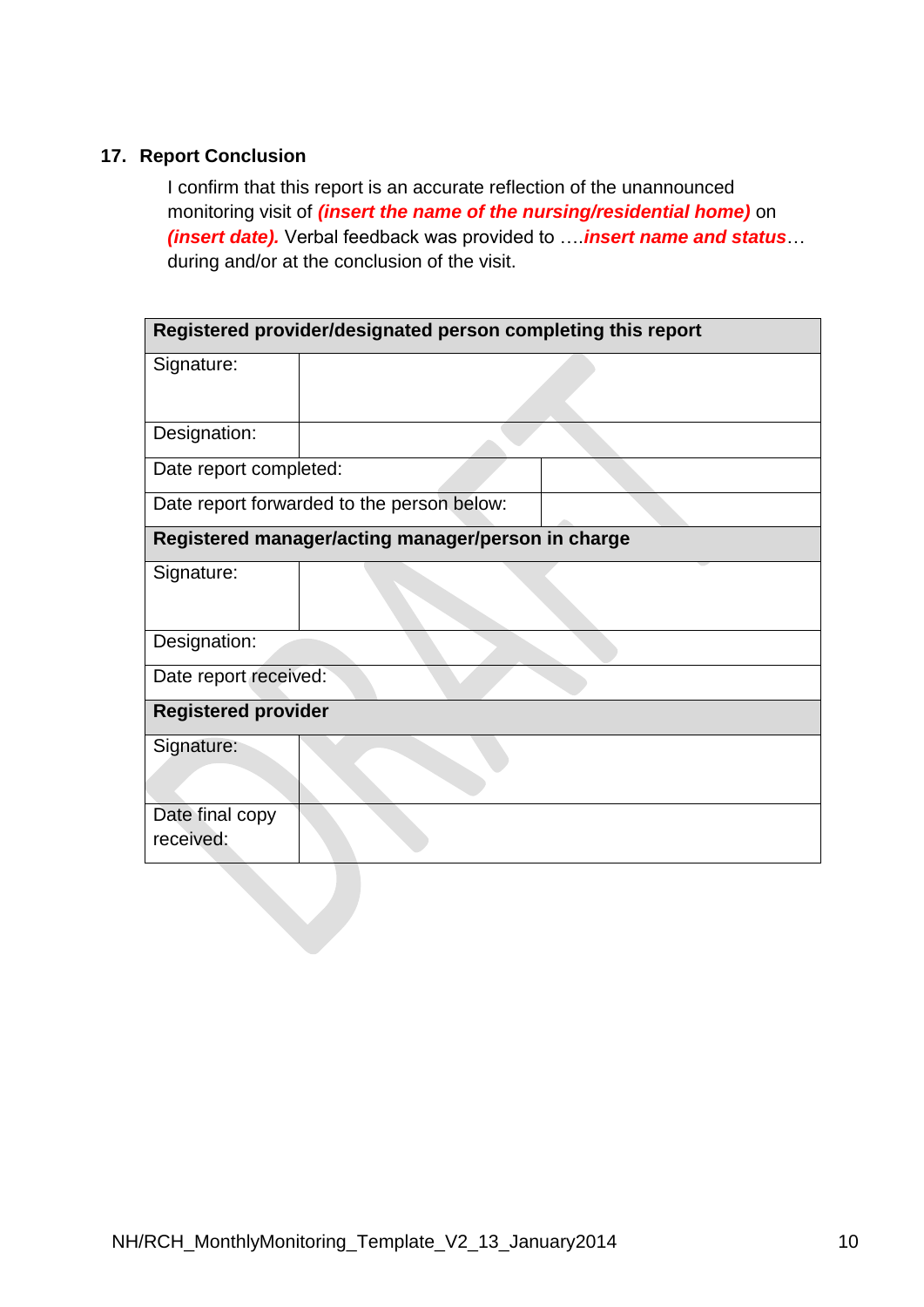## 17. Report Conclusion

I confirm that this report is an accurate reflection of the unannounced monitoring visit of ***(insert the name of the nursing/residential home)*** on ***(insert date).*** Verbal feedback was provided to ….***insert name and status***… during and/or at the conclusion of the visit.

| | |
|---|---|
| **Registered provider/designated person completing this report** | |
| Signature: | |
| Designation: | |
| Date report completed: | |
| Date report forwarded to the person below: | |
| **Registered manager/acting manager/person in charge** | |
| Signature: | |
| Designation: | |
| Date report received: | |
| **Registered provider** | |
| Signature: | |
| Date final copy received: | |

NH/RCH_MonthlyMonitoring_Template_V2_13_January2014